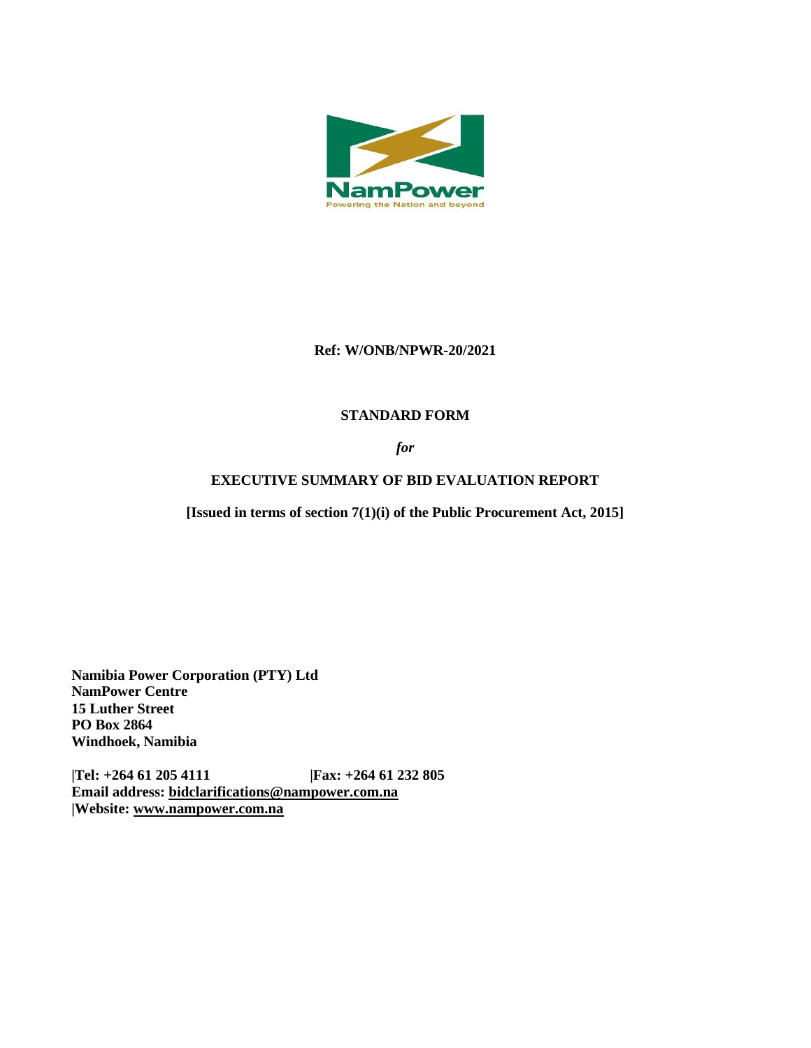NamPower
Powering the Nation and beyond

**Ref: W/ONB/NPWR-20/2021**

**STANDARD FORM**

***for***

**EXECUTIVE SUMMARY OF BID EVALUATION REPORT**

**[Issued in terms of section 7(1)(i) of the Public Procurement Act, 2015]**

**Namibia Power Corporation (PTY) Ltd**
**NamPower Centre**
**15 Luther Street**
**PO Box 2864**
**Windhoek, Namibia**

**|Tel: +264 61 205 4111 |Fax: +264 61 232 805**
**Email address: bidclarifications@nampower.com.na**
**|Website: www.nampower.com.na**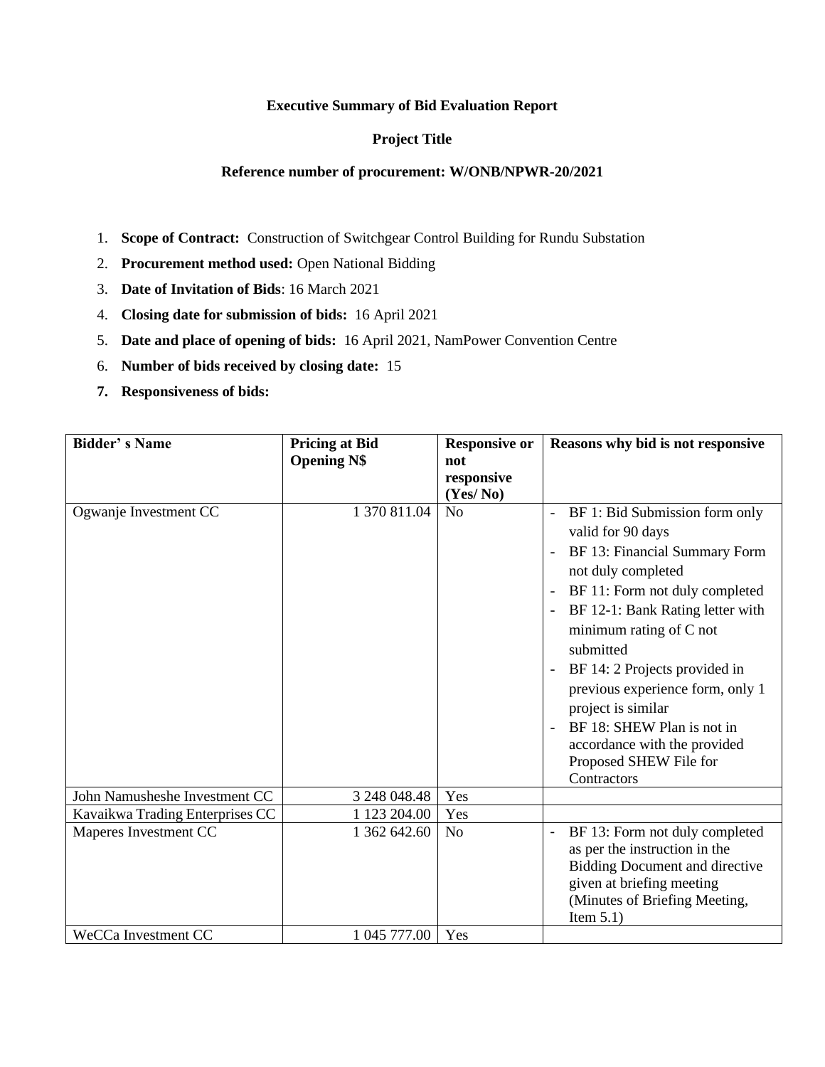**Executive Summary of Bid Evaluation Report**

**Project Title**

**Reference number of procurement: W/ONB/NPWR-20/2021**

1. **Scope of Contract:** Construction of Switchgear Control Building for Rundu Substation
2. **Procurement method used:** Open National Bidding
3. **Date of Invitation of Bids**: 16 March 2021
4. **Closing date for submission of bids:** 16 April 2021
5. **Date and place of opening of bids:** 16 April 2021, NamPower Convention Centre
6. **Number of bids received by closing date:** 15
7. **Responsiveness of bids:**

| Bidder' s Name | Pricing at Bid Opening N$ | Responsive or not responsive (Yes/ No) | Reasons why bid is not responsive |
| --- | --- | --- | --- |
| Ogwanje Investment CC | 1 370 811.04 | No | - BF 1: Bid Submission form only valid for 90 days<br>- BF 13: Financial Summary Form not duly completed<br>- BF 11: Form not duly completed<br>- BF 12-1: Bank Rating letter with minimum rating of C not submitted<br>- BF 14: 2 Projects provided in previous experience form, only 1 project is similar<br>- BF 18: SHEW Plan is not in accordance with the provided Proposed SHEW File for Contractors |
| John Namusheshe Investment CC | 3 248 048.48 | Yes | |
| Kavaikwa Trading Enterprises CC | 1 123 204.00 | Yes | |
| Maperes Investment CC | 1 362 642.60 | No | - BF 13: Form not duly completed as per the instruction in the Bidding Document and directive given at briefing meeting (Minutes of Briefing Meeting, Item 5.1) |
| WeCCa Investment CC | 1 045 777.00 | Yes | |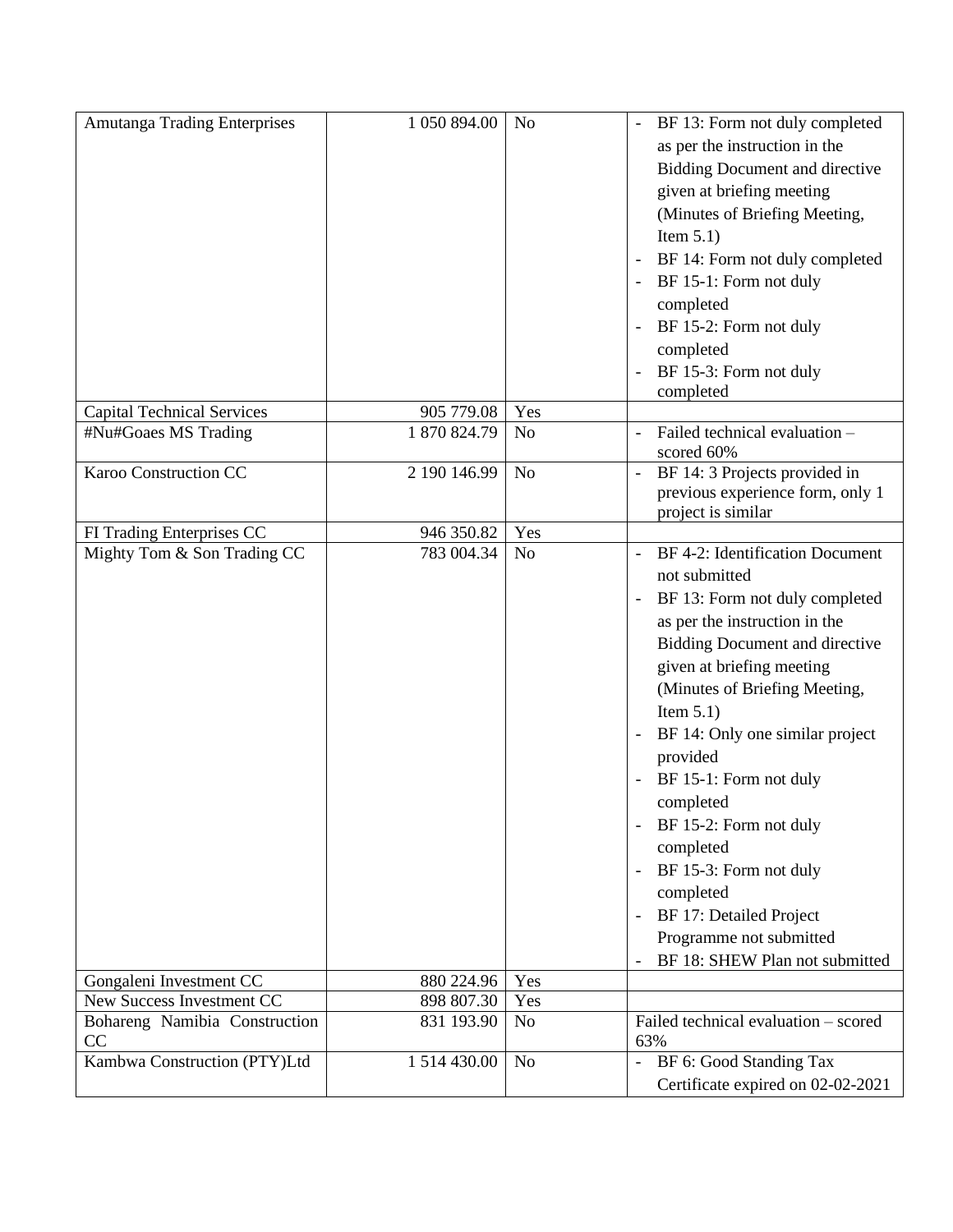| | | | |
|---|---|---|---|
| Amutanga Trading Enterprises | 1 050 894.00 | No | - BF 13: Form not duly completed as per the instruction in the Bidding Document and directive given at briefing meeting (Minutes of Briefing Meeting, Item 5.1)<br>- BF 14: Form not duly completed<br>- BF 15-1: Form not duly completed<br>- BF 15-2: Form not duly completed<br>- BF 15-3: Form not duly completed |
| Capital Technical Services | 905 779.08 | Yes | |
| #Nu#Goaes MS Trading | 1 870 824.79 | No | - Failed technical evaluation – scored 60% |
| Karoo Construction CC | 2 190 146.99 | No | - BF 14: 3 Projects provided in previous experience form, only 1 project is similar |
| FI Trading Enterprises CC | 946 350.82 | Yes | |
| Mighty Tom & Son Trading CC | 783 004.34 | No | - BF 4-2: Identification Document not submitted<br>- BF 13: Form not duly completed as per the instruction in the Bidding Document and directive given at briefing meeting (Minutes of Briefing Meeting, Item 5.1)<br>- BF 14: Only one similar project provided<br>- BF 15-1: Form not duly completed<br>- BF 15-2: Form not duly completed<br>- BF 15-3: Form not duly completed<br>- BF 17: Detailed Project Programme not submitted<br>- BF 18: SHEW Plan not submitted |
| Gongaleni Investment CC | 880 224.96 | Yes | |
| New Success Investment CC | 898 807.30 | Yes | |
| Bohareng Namibia Construction CC | 831 193.90 | No | Failed technical evaluation – scored 63% |
| Kambwa Construction (PTY)Ltd | 1 514 430.00 | No | - BF 6: Good Standing Tax Certificate expired on 02-02-2021 |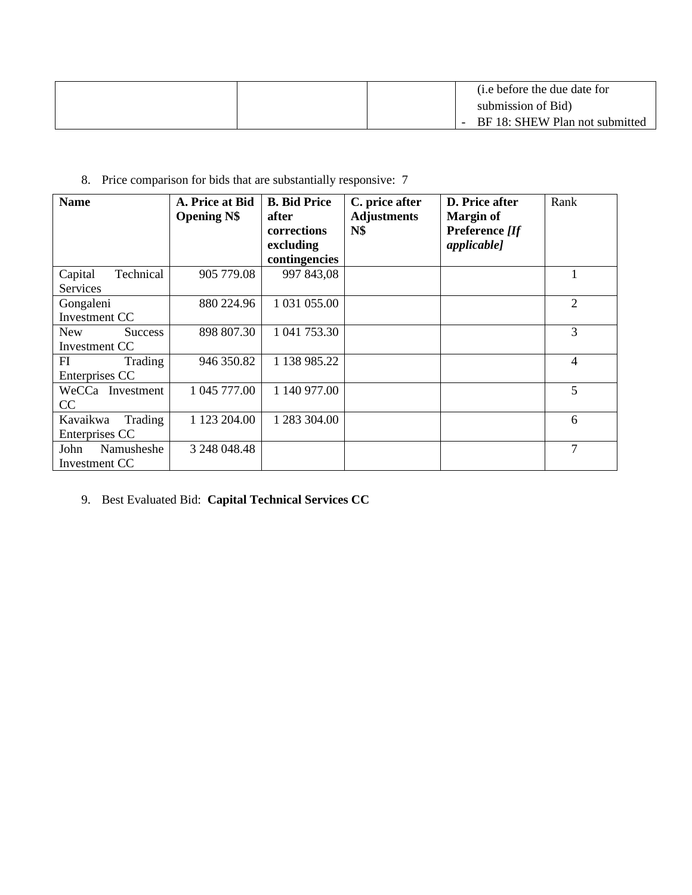| | | | |
|---|---|---|---|
| | | | (i.e before the due date for submission of Bid)<br>- BF 18: SHEW Plan not submitted |

8. Price comparison for bids that are substantially responsive: 7

| **Name** | **A. Price at Bid Opening N$** | **B. Bid Price after corrections excluding contingencies** | **C. price after Adjustments N$** | **D. Price after Margin of Preference *[If applicable]*** | Rank |
|---|---|---|---|---|---|
| Capital Technical Services | 905 779.08 | 997 843,08 | | | 1 |
| Gongaleni Investment CC | 880 224.96 | 1 031 055.00 | | | 2 |
| New Success Investment CC | 898 807.30 | 1 041 753.30 | | | 3 |
| FI Trading Enterprises CC | 946 350.82 | 1 138 985.22 | | | 4 |
| WeCCa Investment CC | 1 045 777.00 | 1 140 977.00 | | | 5 |
| Kavaikwa Trading Enterprises CC | 1 123 204.00 | 1 283 304.00 | | | 6 |
| John Namusheshe Investment CC | 3 248 048.48 | | | | 7 |

9. Best Evaluated Bid: **Capital Technical Services CC**